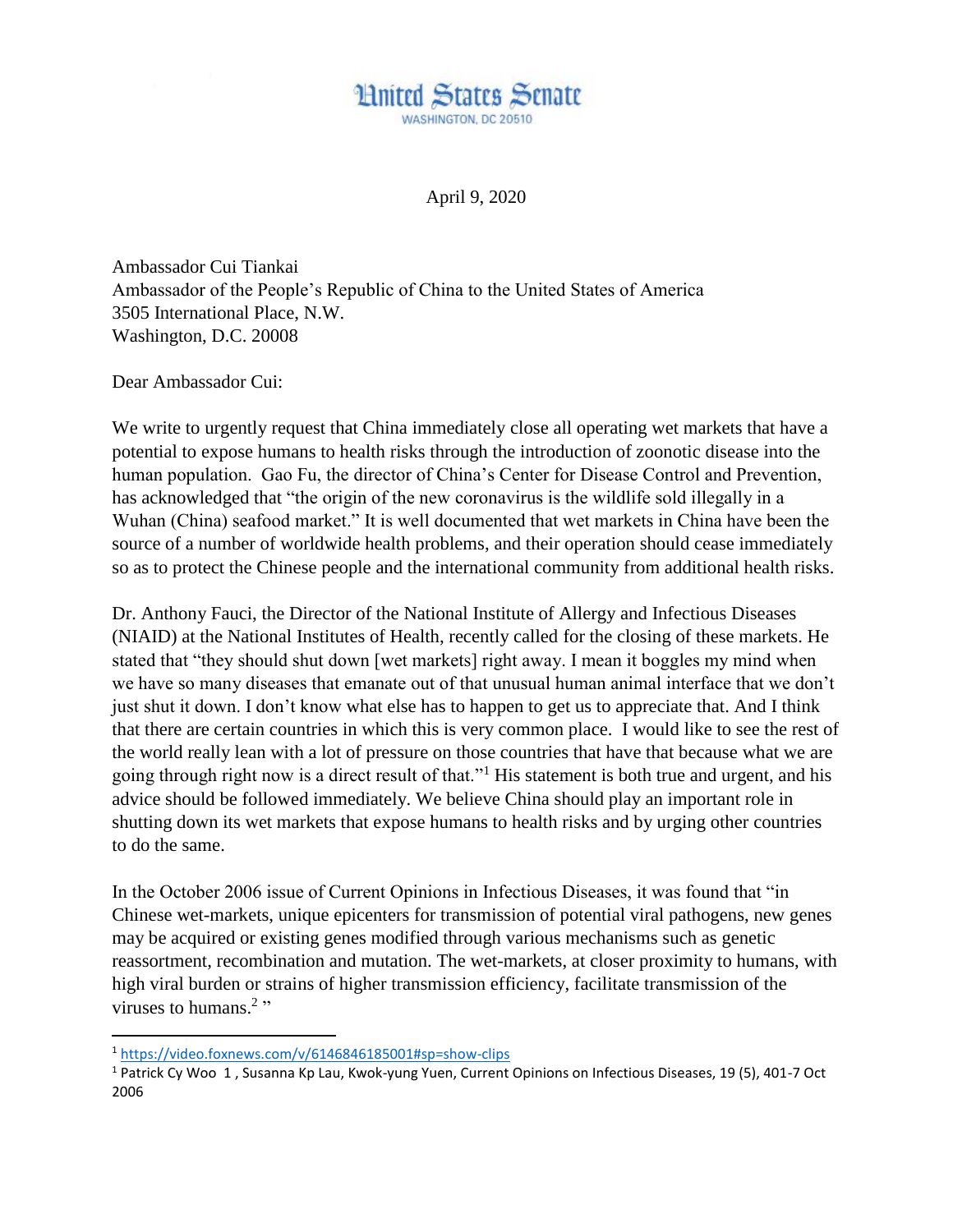# United States Senate

WASHINGTON, DC 20510

April 9, 2020

Ambassador Cui Tiankai
Ambassador of the People's Republic of China to the United States of America
3505 International Place, N.W.
Washington, D.C. 20008

Dear Ambassador Cui:

We write to urgently request that China immediately close all operating wet markets that have a potential to expose humans to health risks through the introduction of zoonotic disease into the human population. Gao Fu, the director of China's Center for Disease Control and Prevention, has acknowledged that "the origin of the new coronavirus is the wildlife sold illegally in a Wuhan (China) seafood market." It is well documented that wet markets in China have been the source of a number of worldwide health problems, and their operation should cease immediately so as to protect the Chinese people and the international community from additional health risks.

Dr. Anthony Fauci, the Director of the National Institute of Allergy and Infectious Diseases (NIAID) at the National Institutes of Health, recently called for the closing of these markets. He stated that "they should shut down [wet markets] right away. I mean it boggles my mind when we have so many diseases that emanate out of that unusual human animal interface that we don't just shut it down. I don't know what else has to happen to get us to appreciate that. And I think that there are certain countries in which this is very common place. I would like to see the rest of the world really lean with a lot of pressure on those countries that have that because what we are going through right now is a direct result of that."[1] His statement is both true and urgent, and his advice should be followed immediately. We believe China should play an important role in shutting down its wet markets that expose humans to health risks and by urging other countries to do the same.

In the October 2006 issue of Current Opinions in Infectious Diseases, it was found that "in Chinese wet-markets, unique epicenters for transmission of potential viral pathogens, new genes may be acquired or existing genes modified through various mechanisms such as genetic reassortment, recombination and mutation. The wet-markets, at closer proximity to humans, with high viral burden or strains of higher transmission efficiency, facilitate transmission of the viruses to humans.[2] "

---

[1] https://video.foxnews.com/v/6146846185001#sp=show-clips

[1] Patrick Cy Woo 1 , Susanna Kp Lau, Kwok-yung Yuen, Current Opinions on Infectious Diseases, 19 (5), 401-7 Oct 2006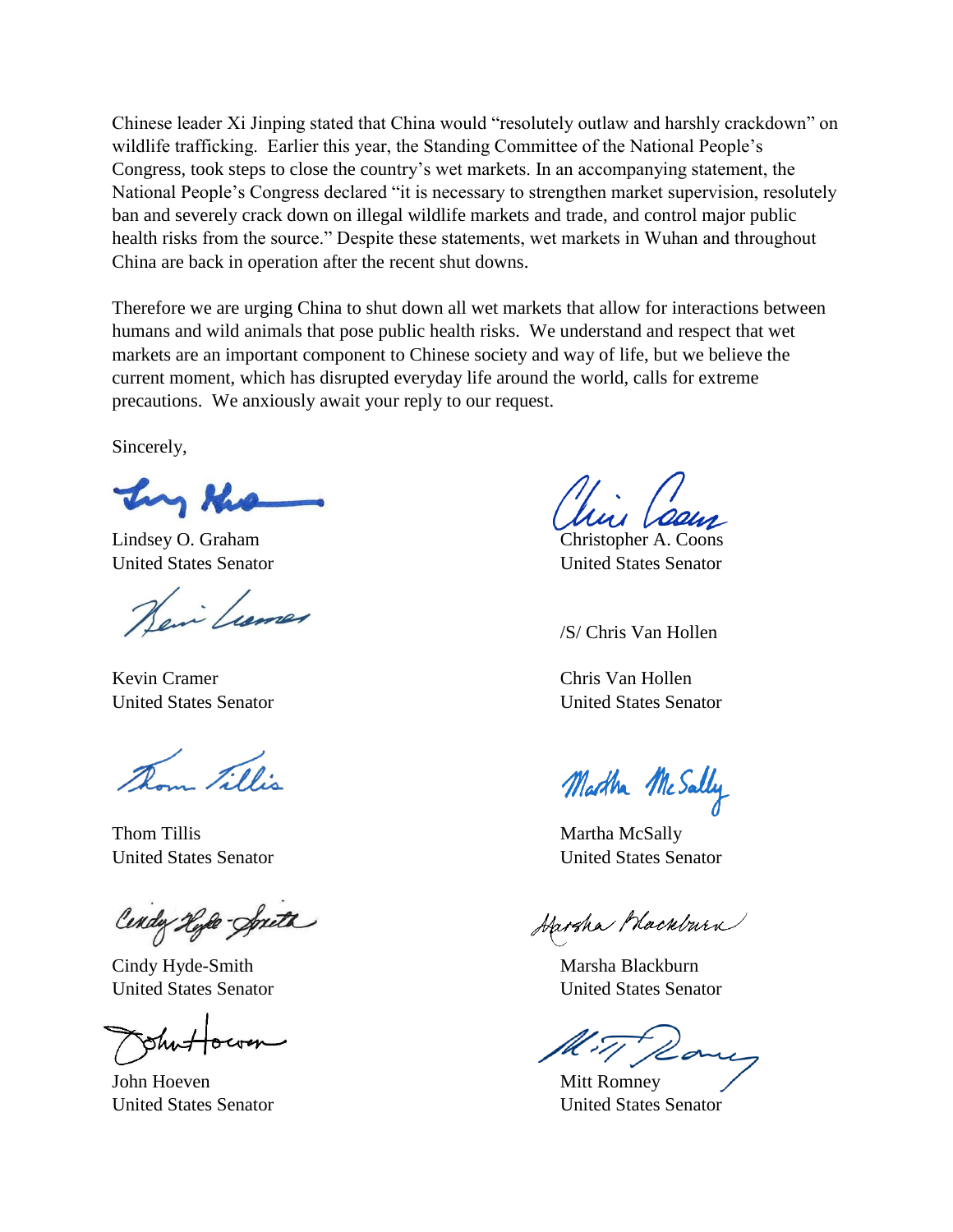Chinese leader Xi Jinping stated that China would "resolutely outlaw and harshly crackdown" on wildlife trafficking. Earlier this year, the Standing Committee of the National People's Congress, took steps to close the country's wet markets. In an accompanying statement, the National People's Congress declared "it is necessary to strengthen market supervision, resolutely ban and severely crack down on illegal wildlife markets and trade, and control major public health risks from the source." Despite these statements, wet markets in Wuhan and throughout China are back in operation after the recent shut downs.

Therefore we are urging China to shut down all wet markets that allow for interactions between humans and wild animals that pose public health risks. We understand and respect that wet markets are an important component to Chinese society and way of life, but we believe the current moment, which has disrupted everyday life around the world, calls for extreme precautions. We anxiously await your reply to our request.

Sincerely,

Lindsey O. Graham
United States Senator

Christopher A. Coons
United States Senator

Kevin Cramer
United States Senator

/S/ Chris Van Hollen

Chris Van Hollen
United States Senator

Thom Tillis
United States Senator

Martha McSally
United States Senator

Cindy Hyde-Smith
United States Senator

Marsha Blackburn
United States Senator

John Hoeven
United States Senator

Mitt Romney
United States Senator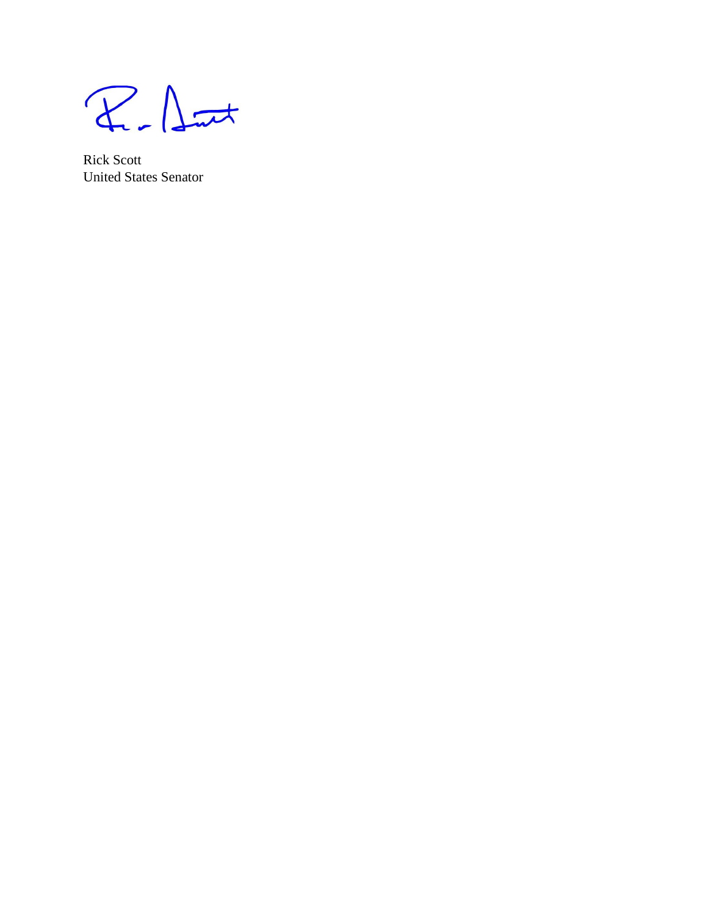Rick Scott
United States Senator